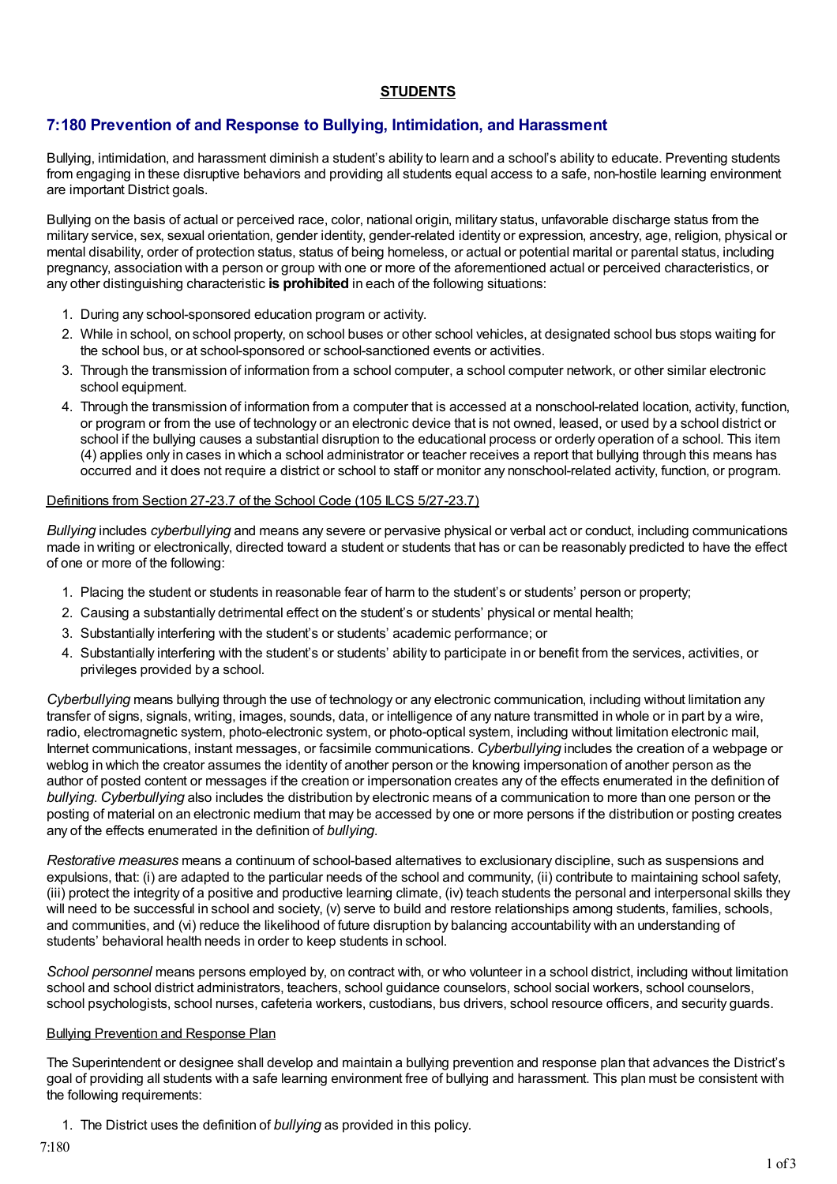**STUDENTS**

## 7:180 Prevention of and Response to Bullying, Intimidation, and Harassment

Bullying, intimidation, and harassment diminish a student's ability to learn and a school's ability to educate. Preventing students from engaging in these disruptive behaviors and providing all students equal access to a safe, non-hostile learning environment are important District goals.

Bullying on the basis of actual or perceived race, color, national origin, military status, unfavorable discharge status from the military service, sex, sexual orientation, gender identity, gender-related identity or expression, ancestry, age, religion, physical or mental disability, order of protection status, status of being homeless, or actual or potential marital or parental status, including pregnancy, association with a person or group with one or more of the aforementioned actual or perceived characteristics, or any other distinguishing characteristic **is prohibited** in each of the following situations:

1. During any school-sponsored education program or activity.
2. While in school, on school property, on school buses or other school vehicles, at designated school bus stops waiting for the school bus, or at school-sponsored or school-sanctioned events or activities.
3. Through the transmission of information from a school computer, a school computer network, or other similar electronic school equipment.
4. Through the transmission of information from a computer that is accessed at a nonschool-related location, activity, function, or program or from the use of technology or an electronic device that is not owned, leased, or used by a school district or school if the bullying causes a substantial disruption to the educational process or orderly operation of a school. This item (4) applies only in cases in which a school administrator or teacher receives a report that bullying through this means has occurred and it does not require a district or school to staff or monitor any nonschool-related activity, function, or program.

Definitions from Section 27-23.7 of the School Code (105 ILCS 5/27-23.7)

*Bullying* includes *cyberbullying* and means any severe or pervasive physical or verbal act or conduct, including communications made in writing or electronically, directed toward a student or students that has or can be reasonably predicted to have the effect of one or more of the following:

1. Placing the student or students in reasonable fear of harm to the student's or students' person or property;
2. Causing a substantially detrimental effect on the student's or students' physical or mental health;
3. Substantially interfering with the student's or students' academic performance; or
4. Substantially interfering with the student's or students' ability to participate in or benefit from the services, activities, or privileges provided by a school.

*Cyberbullying* means bullying through the use of technology or any electronic communication, including without limitation any transfer of signs, signals, writing, images, sounds, data, or intelligence of any nature transmitted in whole or in part by a wire, radio, electromagnetic system, photo-electronic system, or photo-optical system, including without limitation electronic mail, Internet communications, instant messages, or facsimile communications. *Cyberbullying* includes the creation of a webpage or weblog in which the creator assumes the identity of another person or the knowing impersonation of another person as the author of posted content or messages if the creation or impersonation creates any of the effects enumerated in the definition of *bullying*. *Cyberbullying* also includes the distribution by electronic means of a communication to more than one person or the posting of material on an electronic medium that may be accessed by one or more persons if the distribution or posting creates any of the effects enumerated in the definition of *bullying*.

*Restorative measures* means a continuum of school-based alternatives to exclusionary discipline, such as suspensions and expulsions, that: (i) are adapted to the particular needs of the school and community, (ii) contribute to maintaining school safety, (iii) protect the integrity of a positive and productive learning climate, (iv) teach students the personal and interpersonal skills they will need to be successful in school and society, (v) serve to build and restore relationships among students, families, schools, and communities, and (vi) reduce the likelihood of future disruption by balancing accountability with an understanding of students' behavioral health needs in order to keep students in school.

*School personnel* means persons employed by, on contract with, or who volunteer in a school district, including without limitation school and school district administrators, teachers, school guidance counselors, school social workers, school counselors, school psychologists, school nurses, cafeteria workers, custodians, bus drivers, school resource officers, and security guards.

Bullying Prevention and Response Plan

The Superintendent or designee shall develop and maintain a bullying prevention and response plan that advances the District's goal of providing all students with a safe learning environment free of bullying and harassment. This plan must be consistent with the following requirements:

1. The District uses the definition of *bullying* as provided in this policy.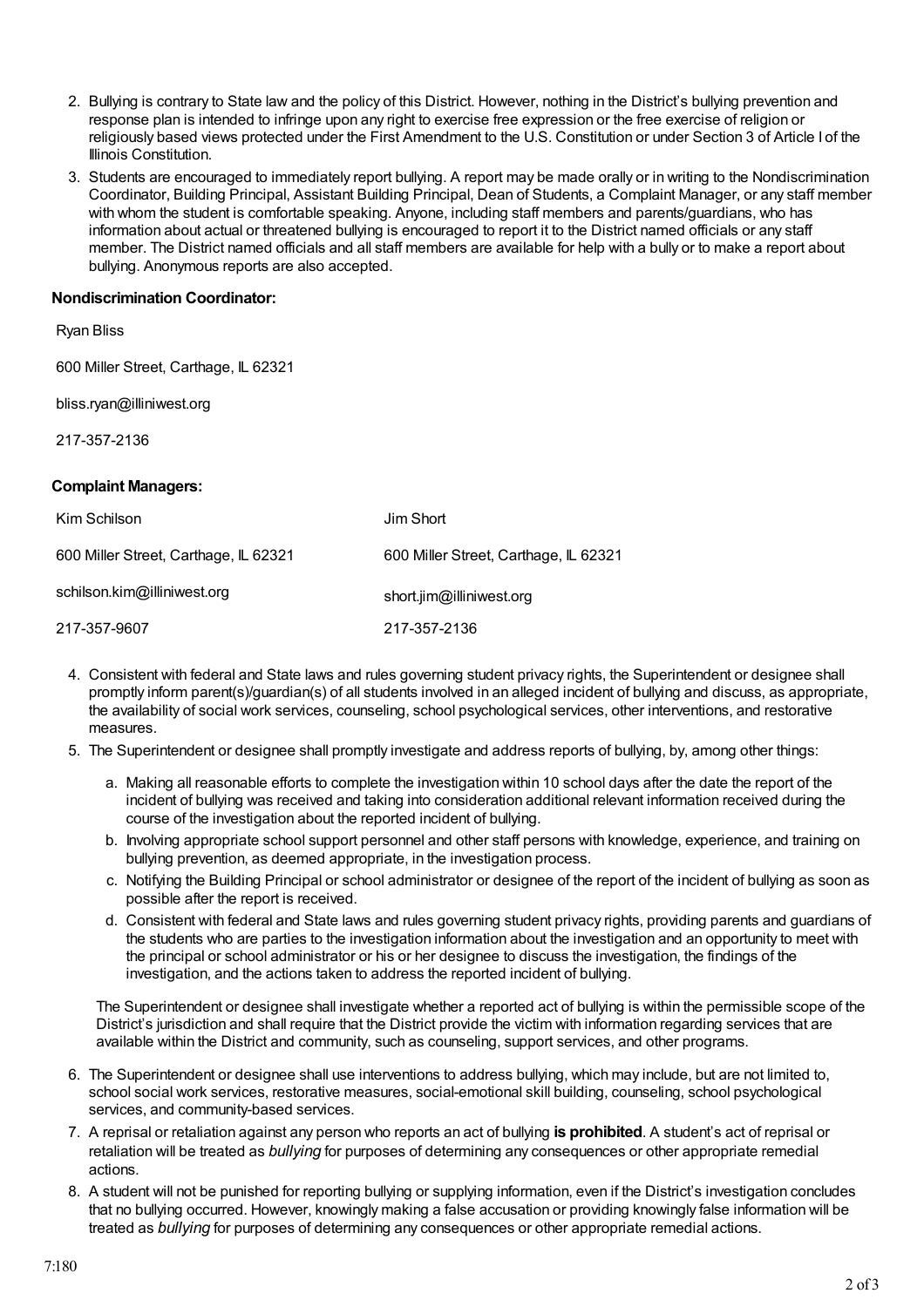2. Bullying is contrary to State law and the policy of this District. However, nothing in the District's bullying prevention and response plan is intended to infringe upon any right to exercise free expression or the free exercise of religion or religiously based views protected under the First Amendment to the U.S. Constitution or under Section 3 of Article I of the Illinois Constitution.
3. Students are encouraged to immediately report bullying. A report may be made orally or in writing to the Nondiscrimination Coordinator, Building Principal, Assistant Building Principal, Dean of Students, a Complaint Manager, or any staff member with whom the student is comfortable speaking. Anyone, including staff members and parents/guardians, who has information about actual or threatened bullying is encouraged to report it to the District named officials or any staff member. The District named officials and all staff members are available for help with a bully or to make a report about bullying. Anonymous reports are also accepted.

**Nondiscrimination Coordinator:**

Ryan Bliss

600 Miller Street, Carthage, IL 62321

bliss.ryan@illiniwest.org

217-357-2136

**Complaint Managers:**

| Kim Schilson | Jim Short |
|---|---|
| 600 Miller Street, Carthage, IL 62321 | 600 Miller Street, Carthage, IL 62321 |
| schilson.kim@illiniwest.org | short.jim@illiniwest.org |
| 217-357-9607 | 217-357-2136 |

4. Consistent with federal and State laws and rules governing student privacy rights, the Superintendent or designee shall promptly inform parent(s)/guardian(s) of all students involved in an alleged incident of bullying and discuss, as appropriate, the availability of social work services, counseling, school psychological services, other interventions, and restorative measures.
5. The Superintendent or designee shall promptly investigate and address reports of bullying, by, among other things:
   a. Making all reasonable efforts to complete the investigation within 10 school days after the date the report of the incident of bullying was received and taking into consideration additional relevant information received during the course of the investigation about the reported incident of bullying.
   b. Involving appropriate school support personnel and other staff persons with knowledge, experience, and training on bullying prevention, as deemed appropriate, in the investigation process.
   c. Notifying the Building Principal or school administrator or designee of the report of the incident of bullying as soon as possible after the report is received.
   d. Consistent with federal and State laws and rules governing student privacy rights, providing parents and guardians of the students who are parties to the investigation information about the investigation and an opportunity to meet with the principal or school administrator or his or her designee to discuss the investigation, the findings of the investigation, and the actions taken to address the reported incident of bullying.

   The Superintendent or designee shall investigate whether a reported act of bullying is within the permissible scope of the District's jurisdiction and shall require that the District provide the victim with information regarding services that are available within the District and community, such as counseling, support services, and other programs.
6. The Superintendent or designee shall use interventions to address bullying, which may include, but are not limited to, school social work services, restorative measures, social-emotional skill building, counseling, school psychological services, and community-based services.
7. A reprisal or retaliation against any person who reports an act of bullying **is prohibited**. A student's act of reprisal or retaliation will be treated as *bullying* for purposes of determining any consequences or other appropriate remedial actions.
8. A student will not be punished for reporting bullying or supplying information, even if the District's investigation concludes that no bullying occurred. However, knowingly making a false accusation or providing knowingly false information will be treated as *bullying* for purposes of determining any consequences or other appropriate remedial actions.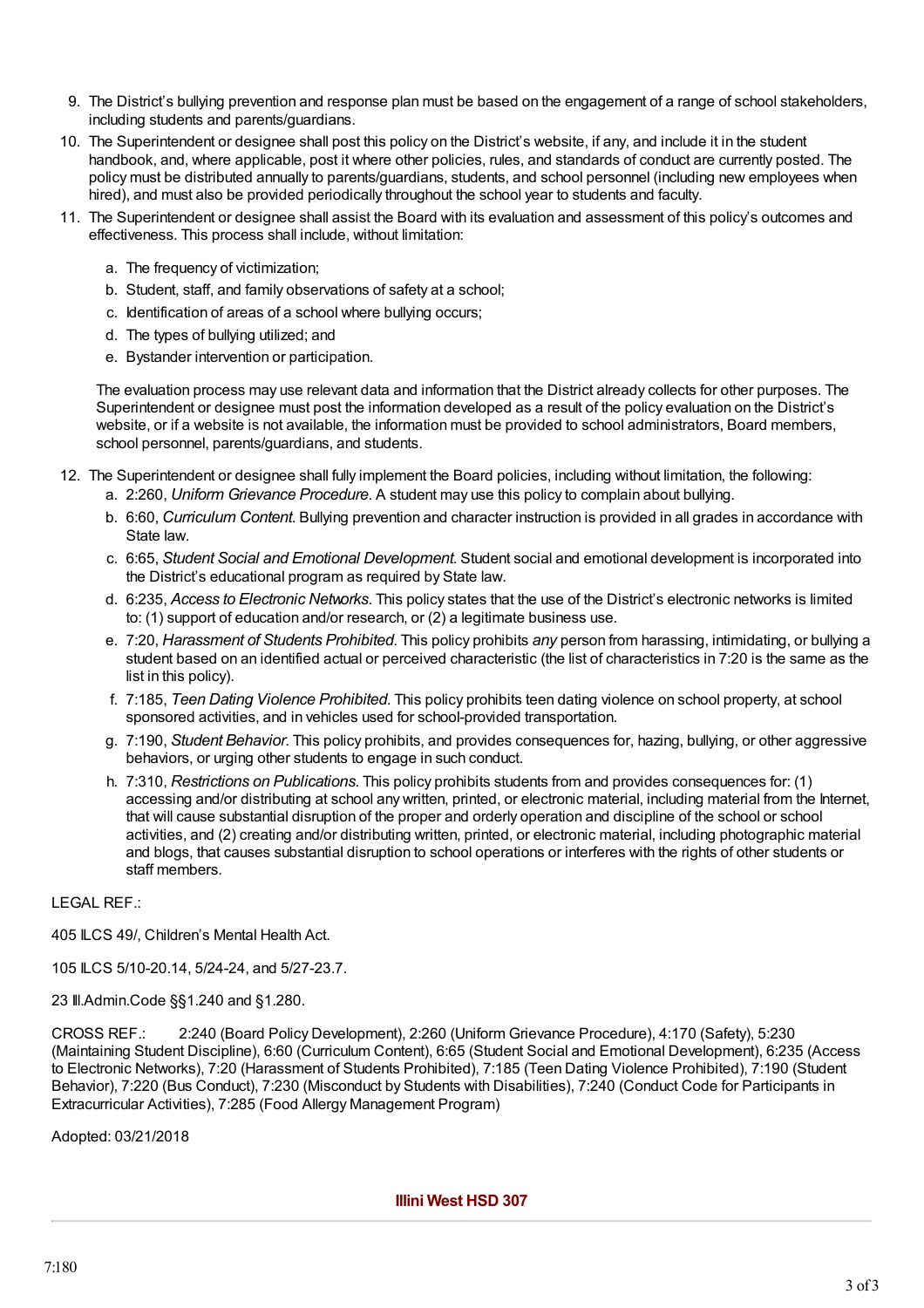9. The District's bullying prevention and response plan must be based on the engagement of a range of school stakeholders, including students and parents/guardians.
10. The Superintendent or designee shall post this policy on the District's website, if any, and include it in the student handbook, and, where applicable, post it where other policies, rules, and standards of conduct are currently posted. The policy must be distributed annually to parents/guardians, students, and school personnel (including new employees when hired), and must also be provided periodically throughout the school year to students and faculty.
11. The Superintendent or designee shall assist the Board with its evaluation and assessment of this policy's outcomes and effectiveness. This process shall include, without limitation:

    a. The frequency of victimization;
    b. Student, staff, and family observations of safety at a school;
    c. Identification of areas of a school where bullying occurs;
    d. The types of bullying utilized; and
    e. Bystander intervention or participation.

    The evaluation process may use relevant data and information that the District already collects for other purposes. The Superintendent or designee must post the information developed as a result of the policy evaluation on the District's website, or if a website is not available, the information must be provided to school administrators, Board members, school personnel, parents/guardians, and students.

12. The Superintendent or designee shall fully implement the Board policies, including without limitation, the following:
    a. 2:260, *Uniform Grievance Procedure*. A student may use this policy to complain about bullying.
    b. 6:60, *Curriculum Content*. Bullying prevention and character instruction is provided in all grades in accordance with State law.
    c. 6:65, *Student Social and Emotional Development*. Student social and emotional development is incorporated into the District's educational program as required by State law.
    d. 6:235, *Access to Electronic Networks*. This policy states that the use of the District's electronic networks is limited to: (1) support of education and/or research, or (2) a legitimate business use.
    e. 7:20, *Harassment of Students Prohibited*. This policy prohibits *any* person from harassing, intimidating, or bullying a student based on an identified actual or perceived characteristic (the list of characteristics in 7:20 is the same as the list in this policy).
    f. 7:185, *Teen Dating Violence Prohibited*. This policy prohibits teen dating violence on school property, at school sponsored activities, and in vehicles used for school-provided transportation.
    g. 7:190, *Student Behavior*. This policy prohibits, and provides consequences for, hazing, bullying, or other aggressive behaviors, or urging other students to engage in such conduct.
    h. 7:310, *Restrictions on Publications*. This policy prohibits students from and provides consequences for: (1) accessing and/or distributing at school any written, printed, or electronic material, including material from the Internet, that will cause substantial disruption of the proper and orderly operation and discipline of the school or school activities, and (2) creating and/or distributing written, printed, or electronic material, including photographic material and blogs, that causes substantial disruption to school operations or interferes with the rights of other students or staff members.

LEGAL REF.:

405 ILCS 49/, Children's Mental Health Act.

105 ILCS 5/10-20.14, 5/24-24, and 5/27-23.7.

23 Ill.Admin.Code §§1.240 and §1.280.

CROSS REF.: 2:240 (Board Policy Development), 2:260 (Uniform Grievance Procedure), 4:170 (Safety), 5:230 (Maintaining Student Discipline), 6:60 (Curriculum Content), 6:65 (Student Social and Emotional Development), 6:235 (Access to Electronic Networks), 7:20 (Harassment of Students Prohibited), 7:185 (Teen Dating Violence Prohibited), 7:190 (Student Behavior), 7:220 (Bus Conduct), 7:230 (Misconduct by Students with Disabilities), 7:240 (Conduct Code for Participants in Extracurricular Activities), 7:285 (Food Allergy Management Program)

Adopted: 03/21/2018